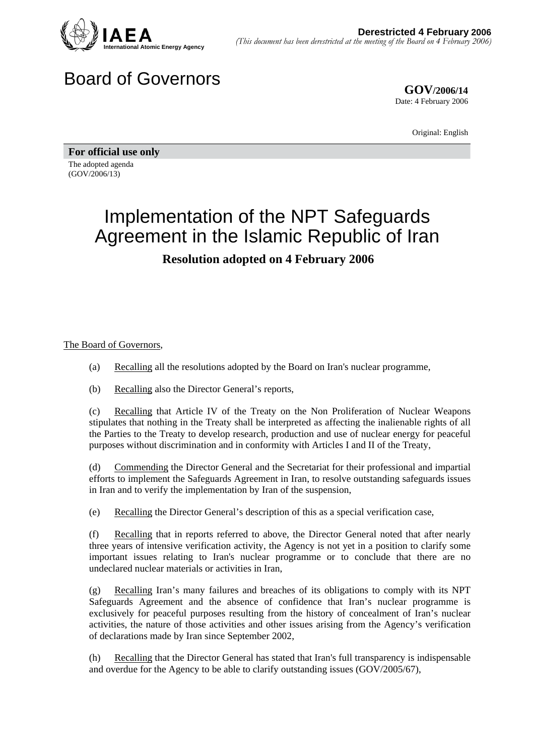**Derestricted 4 February 2006**
*(This document has been derestricted at the meeting of the Board on 4 February 2006)*

# Board of Governors

**GOV/2006/14**
Date: 4 February 2006

Original: English

**For official use only**

The adopted agenda
(GOV/2006/13)

# Implementation of the NPT Safeguards Agreement in the Islamic Republic of Iran

## Resolution adopted on 4 February 2006

The Board of Governors,

(a) Recalling all the resolutions adopted by the Board on Iran's nuclear programme,

(b) Recalling also the Director General's reports,

(c) Recalling that Article IV of the Treaty on the Non Proliferation of Nuclear Weapons stipulates that nothing in the Treaty shall be interpreted as affecting the inalienable rights of all the Parties to the Treaty to develop research, production and use of nuclear energy for peaceful purposes without discrimination and in conformity with Articles I and II of the Treaty,

(d) Commending the Director General and the Secretariat for their professional and impartial efforts to implement the Safeguards Agreement in Iran, to resolve outstanding safeguards issues in Iran and to verify the implementation by Iran of the suspension,

(e) Recalling the Director General's description of this as a special verification case,

(f) Recalling that in reports referred to above, the Director General noted that after nearly three years of intensive verification activity, the Agency is not yet in a position to clarify some important issues relating to Iran's nuclear programme or to conclude that there are no undeclared nuclear materials or activities in Iran,

(g) Recalling Iran's many failures and breaches of its obligations to comply with its NPT Safeguards Agreement and the absence of confidence that Iran's nuclear programme is exclusively for peaceful purposes resulting from the history of concealment of Iran's nuclear activities, the nature of those activities and other issues arising from the Agency's verification of declarations made by Iran since September 2002,

(h) Recalling that the Director General has stated that Iran's full transparency is indispensable and overdue for the Agency to be able to clarify outstanding issues (GOV/2005/67),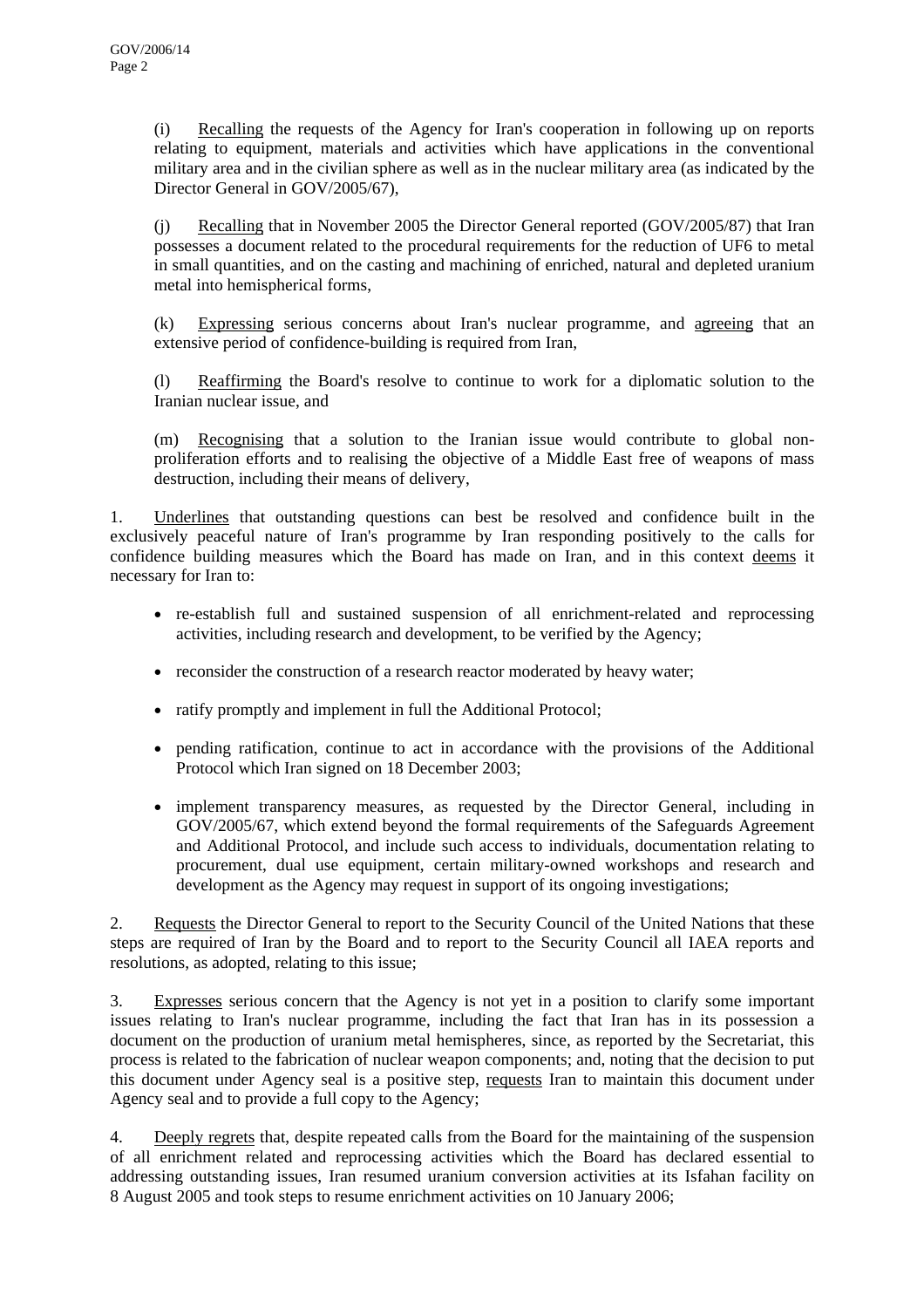(i) Recalling the requests of the Agency for Iran's cooperation in following up on reports relating to equipment, materials and activities which have applications in the conventional military area and in the civilian sphere as well as in the nuclear military area (as indicated by the Director General in GOV/2005/67),

(j) Recalling that in November 2005 the Director General reported (GOV/2005/87) that Iran possesses a document related to the procedural requirements for the reduction of UF6 to metal in small quantities, and on the casting and machining of enriched, natural and depleted uranium metal into hemispherical forms,

(k) Expressing serious concerns about Iran's nuclear programme, and agreeing that an extensive period of confidence-building is required from Iran,

(l) Reaffirming the Board's resolve to continue to work for a diplomatic solution to the Iranian nuclear issue, and

(m) Recognising that a solution to the Iranian issue would contribute to global non-proliferation efforts and to realising the objective of a Middle East free of weapons of mass destruction, including their means of delivery,

1. Underlines that outstanding questions can best be resolved and confidence built in the exclusively peaceful nature of Iran's programme by Iran responding positively to the calls for confidence building measures which the Board has made on Iran, and in this context deems it necessary for Iran to:

- re-establish full and sustained suspension of all enrichment-related and reprocessing activities, including research and development, to be verified by the Agency;
- reconsider the construction of a research reactor moderated by heavy water;
- ratify promptly and implement in full the Additional Protocol;
- pending ratification, continue to act in accordance with the provisions of the Additional Protocol which Iran signed on 18 December 2003;
- implement transparency measures, as requested by the Director General, including in GOV/2005/67, which extend beyond the formal requirements of the Safeguards Agreement and Additional Protocol, and include such access to individuals, documentation relating to procurement, dual use equipment, certain military-owned workshops and research and development as the Agency may request in support of its ongoing investigations;

2. Requests the Director General to report to the Security Council of the United Nations that these steps are required of Iran by the Board and to report to the Security Council all IAEA reports and resolutions, as adopted, relating to this issue;

3. Expresses serious concern that the Agency is not yet in a position to clarify some important issues relating to Iran's nuclear programme, including the fact that Iran has in its possession a document on the production of uranium metal hemispheres, since, as reported by the Secretariat, this process is related to the fabrication of nuclear weapon components; and, noting that the decision to put this document under Agency seal is a positive step, requests Iran to maintain this document under Agency seal and to provide a full copy to the Agency;

4. Deeply regrets that, despite repeated calls from the Board for the maintaining of the suspension of all enrichment related and reprocessing activities which the Board has declared essential to addressing outstanding issues, Iran resumed uranium conversion activities at its Isfahan facility on 8 August 2005 and took steps to resume enrichment activities on 10 January 2006;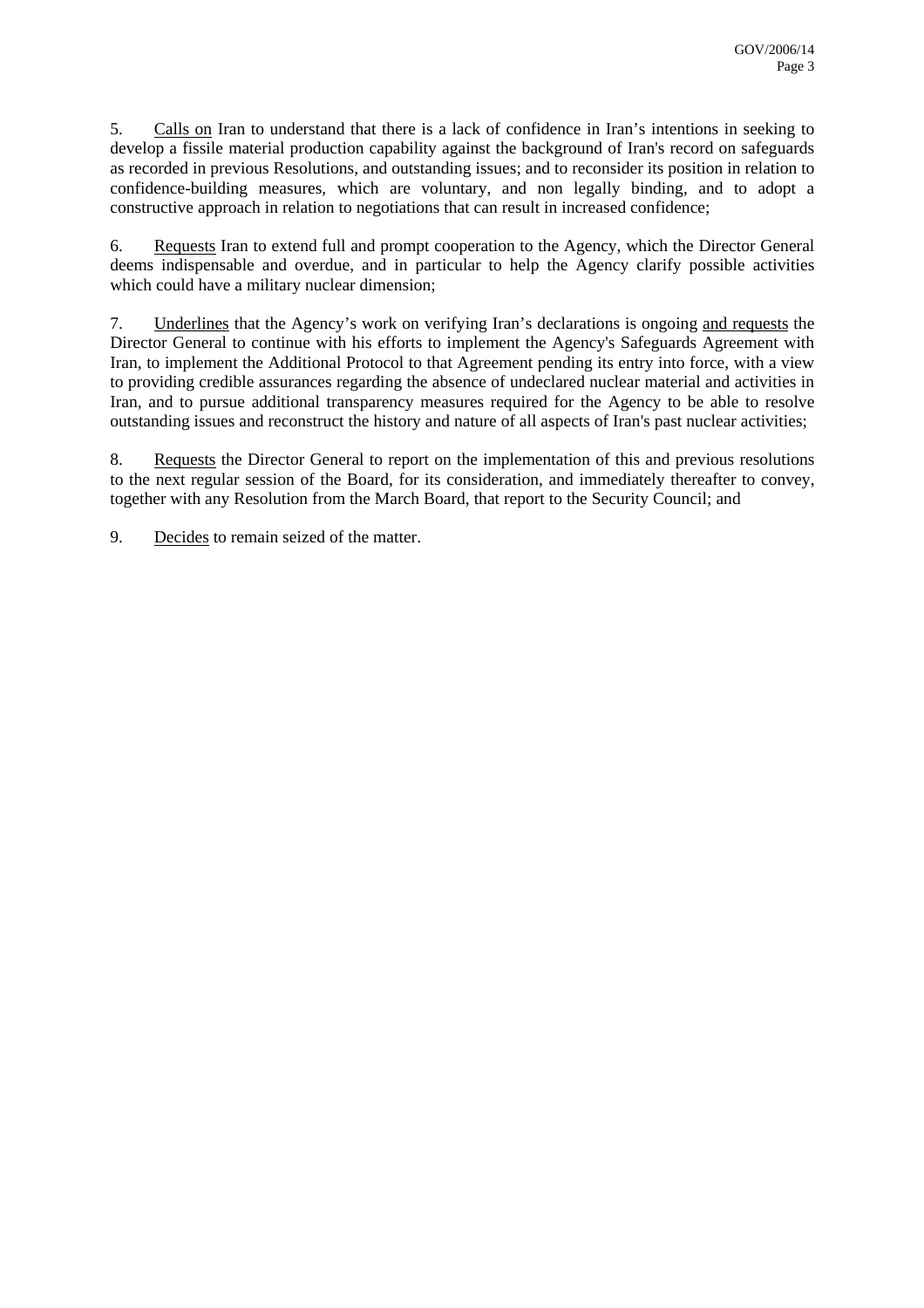5. Calls on Iran to understand that there is a lack of confidence in Iran's intentions in seeking to develop a fissile material production capability against the background of Iran's record on safeguards as recorded in previous Resolutions, and outstanding issues; and to reconsider its position in relation to confidence-building measures, which are voluntary, and non legally binding, and to adopt a constructive approach in relation to negotiations that can result in increased confidence;

6. Requests Iran to extend full and prompt cooperation to the Agency, which the Director General deems indispensable and overdue, and in particular to help the Agency clarify possible activities which could have a military nuclear dimension;

7. Underlines that the Agency's work on verifying Iran's declarations is ongoing and requests the Director General to continue with his efforts to implement the Agency's Safeguards Agreement with Iran, to implement the Additional Protocol to that Agreement pending its entry into force, with a view to providing credible assurances regarding the absence of undeclared nuclear material and activities in Iran, and to pursue additional transparency measures required for the Agency to be able to resolve outstanding issues and reconstruct the history and nature of all aspects of Iran's past nuclear activities;

8. Requests the Director General to report on the implementation of this and previous resolutions to the next regular session of the Board, for its consideration, and immediately thereafter to convey, together with any Resolution from the March Board, that report to the Security Council; and

9. Decides to remain seized of the matter.